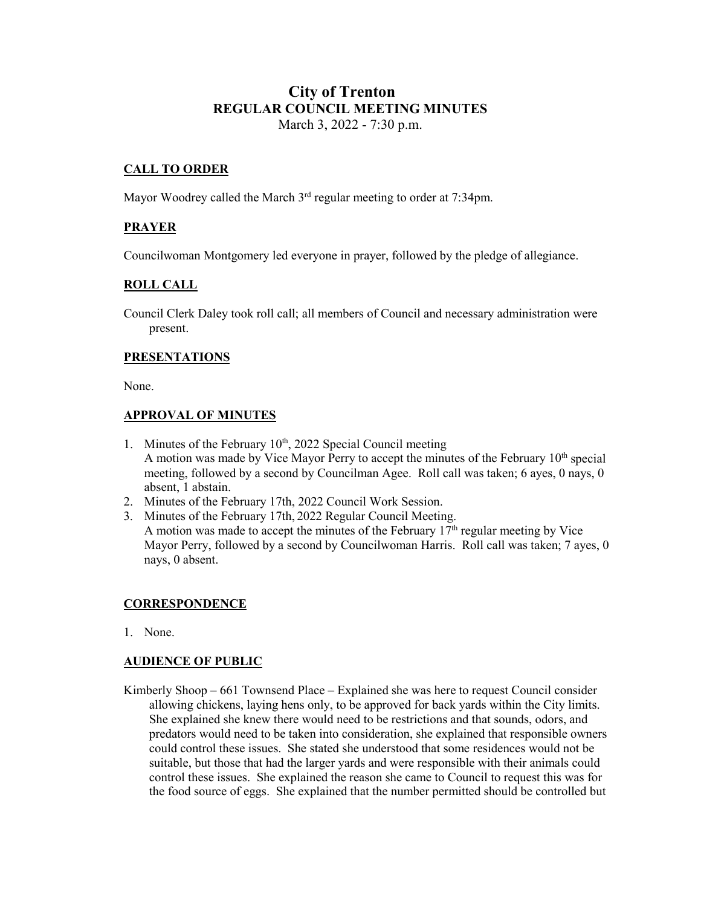# City of Trenton

## REGULAR COUNCIL MEETING MINUTES

March 3, 2022 - 7:30 p.m.

### CALL TO ORDER

Mayor Woodrey called the March 3rd regular meeting to order at 7:34pm.

### PRAYER

Councilwoman Montgomery led everyone in prayer, followed by the pledge of allegiance.

### ROLL CALL

Council Clerk Daley took roll call; all members of Council and necessary administration were present.

### PRESENTATIONS

None.

### APPROVAL OF MINUTES

1. Minutes of the February 10th, 2022 Special Council meeting
   A motion was made by Vice Mayor Perry to accept the minutes of the February 10th special meeting, followed by a second by Councilman Agee. Roll call was taken; 6 ayes, 0 nays, 0 absent, 1 abstain.
2. Minutes of the February 17th, 2022 Council Work Session.
3. Minutes of the February 17th, 2022 Regular Council Meeting.
   A motion was made to accept the minutes of the February 17th regular meeting by Vice Mayor Perry, followed by a second by Councilwoman Harris. Roll call was taken; 7 ayes, 0 nays, 0 absent.

### CORRESPONDENCE

1. None.

### AUDIENCE OF PUBLIC

Kimberly Shoop – 661 Townsend Place – Explained she was here to request Council consider allowing chickens, laying hens only, to be approved for back yards within the City limits. She explained she knew there would need to be restrictions and that sounds, odors, and predators would need to be taken into consideration, she explained that responsible owners could control these issues. She stated she understood that some residences would not be suitable, but those that had the larger yards and were responsible with their animals could control these issues. She explained the reason she came to Council to request this was for the food source of eggs. She explained that the number permitted should be controlled but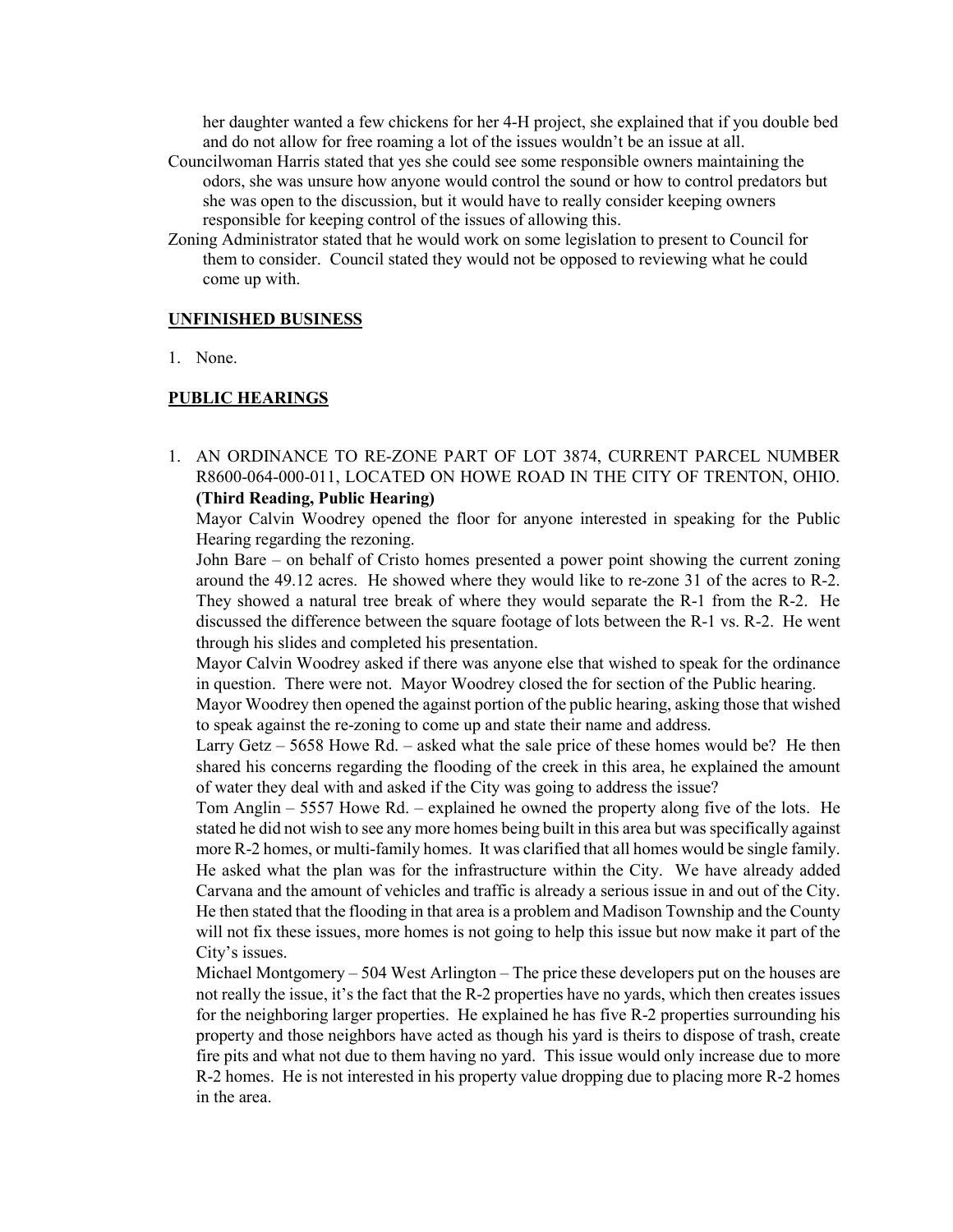her daughter wanted a few chickens for her 4-H project, she explained that if you double bed and do not allow for free roaming a lot of the issues wouldn't be an issue at all.

Councilwoman Harris stated that yes she could see some responsible owners maintaining the odors, she was unsure how anyone would control the sound or how to control predators but she was open to the discussion, but it would have to really consider keeping owners responsible for keeping control of the issues of allowing this.

Zoning Administrator stated that he would work on some legislation to present to Council for them to consider. Council stated they would not be opposed to reviewing what he could come up with.

## UNFINISHED BUSINESS

1. None.

## PUBLIC HEARINGS

1. AN ORDINANCE TO RE-ZONE PART OF LOT 3874, CURRENT PARCEL NUMBER R8600-064-000-011, LOCATED ON HOWE ROAD IN THE CITY OF TRENTON, OHIO. **(Third Reading, Public Hearing)**

   Mayor Calvin Woodrey opened the floor for anyone interested in speaking for the Public Hearing regarding the rezoning.

   John Bare – on behalf of Cristo homes presented a power point showing the current zoning around the 49.12 acres. He showed where they would like to re-zone 31 of the acres to R-2. They showed a natural tree break of where they would separate the R-1 from the R-2. He discussed the difference between the square footage of lots between the R-1 vs. R-2. He went through his slides and completed his presentation.

   Mayor Calvin Woodrey asked if there was anyone else that wished to speak for the ordinance in question. There were not. Mayor Woodrey closed the for section of the Public hearing.

   Mayor Woodrey then opened the against portion of the public hearing, asking those that wished to speak against the re-zoning to come up and state their name and address.

   Larry Getz – 5658 Howe Rd. – asked what the sale price of these homes would be? He then shared his concerns regarding the flooding of the creek in this area, he explained the amount of water they deal with and asked if the City was going to address the issue?

   Tom Anglin – 5557 Howe Rd. – explained he owned the property along five of the lots. He stated he did not wish to see any more homes being built in this area but was specifically against more R-2 homes, or multi-family homes. It was clarified that all homes would be single family. He asked what the plan was for the infrastructure within the City. We have already added Carvana and the amount of vehicles and traffic is already a serious issue in and out of the City. He then stated that the flooding in that area is a problem and Madison Township and the County will not fix these issues, more homes is not going to help this issue but now make it part of the City's issues.

   Michael Montgomery – 504 West Arlington – The price these developers put on the houses are not really the issue, it's the fact that the R-2 properties have no yards, which then creates issues for the neighboring larger properties. He explained he has five R-2 properties surrounding his property and those neighbors have acted as though his yard is theirs to dispose of trash, create fire pits and what not due to them having no yard. This issue would only increase due to more R-2 homes. He is not interested in his property value dropping due to placing more R-2 homes in the area.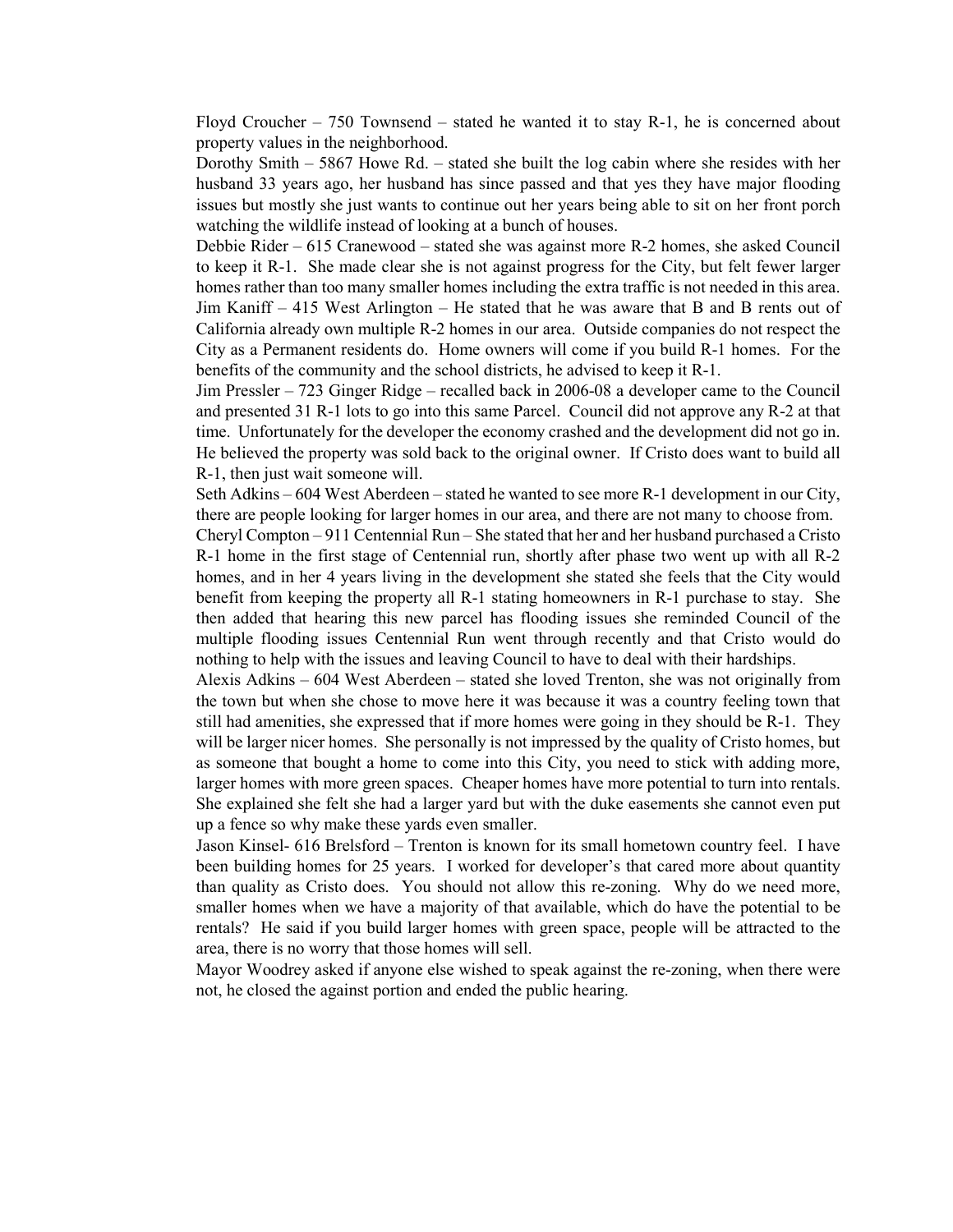Floyd Croucher – 750 Townsend – stated he wanted it to stay R-1, he is concerned about property values in the neighborhood.

Dorothy Smith – 5867 Howe Rd. – stated she built the log cabin where she resides with her husband 33 years ago, her husband has since passed and that yes they have major flooding issues but mostly she just wants to continue out her years being able to sit on her front porch watching the wildlife instead of looking at a bunch of houses.

Debbie Rider – 615 Cranewood – stated she was against more R-2 homes, she asked Council to keep it R-1. She made clear she is not against progress for the City, but felt fewer larger homes rather than too many smaller homes including the extra traffic is not needed in this area.

Jim Kaniff – 415 West Arlington – He stated that he was aware that B and B rents out of California already own multiple R-2 homes in our area. Outside companies do not respect the City as a Permanent residents do. Home owners will come if you build R-1 homes. For the benefits of the community and the school districts, he advised to keep it R-1.

Jim Pressler – 723 Ginger Ridge – recalled back in 2006-08 a developer came to the Council and presented 31 R-1 lots to go into this same Parcel. Council did not approve any R-2 at that time. Unfortunately for the developer the economy crashed and the development did not go in. He believed the property was sold back to the original owner. If Cristo does want to build all R-1, then just wait someone will.

Seth Adkins – 604 West Aberdeen – stated he wanted to see more R-1 development in our City, there are people looking for larger homes in our area, and there are not many to choose from.

Cheryl Compton – 911 Centennial Run – She stated that her and her husband purchased a Cristo R-1 home in the first stage of Centennial run, shortly after phase two went up with all R-2 homes, and in her 4 years living in the development she stated she feels that the City would benefit from keeping the property all R-1 stating homeowners in R-1 purchase to stay. She then added that hearing this new parcel has flooding issues she reminded Council of the multiple flooding issues Centennial Run went through recently and that Cristo would do nothing to help with the issues and leaving Council to have to deal with their hardships.

Alexis Adkins – 604 West Aberdeen – stated she loved Trenton, she was not originally from the town but when she chose to move here it was because it was a country feeling town that still had amenities, she expressed that if more homes were going in they should be R-1. They will be larger nicer homes. She personally is not impressed by the quality of Cristo homes, but as someone that bought a home to come into this City, you need to stick with adding more, larger homes with more green spaces. Cheaper homes have more potential to turn into rentals. She explained she felt she had a larger yard but with the duke easements she cannot even put up a fence so why make these yards even smaller.

Jason Kinsel- 616 Brelsford – Trenton is known for its small hometown country feel. I have been building homes for 25 years. I worked for developer's that cared more about quantity than quality as Cristo does. You should not allow this re-zoning. Why do we need more, smaller homes when we have a majority of that available, which do have the potential to be rentals? He said if you build larger homes with green space, people will be attracted to the area, there is no worry that those homes will sell.

Mayor Woodrey asked if anyone else wished to speak against the re-zoning, when there were not, he closed the against portion and ended the public hearing.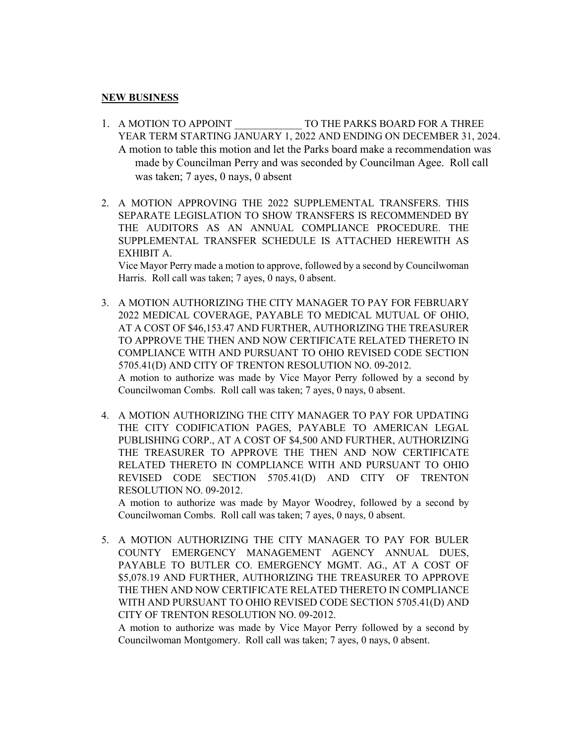**NEW BUSINESS**

1. A MOTION TO APPOINT _____________ TO THE PARKS BOARD FOR A THREE YEAR TERM STARTING JANUARY 1, 2022 AND ENDING ON DECEMBER 31, 2024.
   A motion to table this motion and let the Parks board make a recommendation was made by Councilman Perry and was seconded by Councilman Agee. Roll call was taken; 7 ayes, 0 nays, 0 absent

2. A MOTION APPROVING THE 2022 SUPPLEMENTAL TRANSFERS. THIS SEPARATE LEGISLATION TO SHOW TRANSFERS IS RECOMMENDED BY THE AUDITORS AS AN ANNUAL COMPLIANCE PROCEDURE. THE SUPPLEMENTAL TRANSFER SCHEDULE IS ATTACHED HEREWITH AS EXHIBIT A.
   Vice Mayor Perry made a motion to approve, followed by a second by Councilwoman Harris. Roll call was taken; 7 ayes, 0 nays, 0 absent.

3. A MOTION AUTHORIZING THE CITY MANAGER TO PAY FOR FEBRUARY 2022 MEDICAL COVERAGE, PAYABLE TO MEDICAL MUTUAL OF OHIO, AT A COST OF $46,153.47 AND FURTHER, AUTHORIZING THE TREASURER TO APPROVE THE THEN AND NOW CERTIFICATE RELATED THERETO IN COMPLIANCE WITH AND PURSUANT TO OHIO REVISED CODE SECTION 5705.41(D) AND CITY OF TRENTON RESOLUTION NO. 09-2012.
   A motion to authorize was made by Vice Mayor Perry followed by a second by Councilwoman Combs. Roll call was taken; 7 ayes, 0 nays, 0 absent.

4. A MOTION AUTHORIZING THE CITY MANAGER TO PAY FOR UPDATING THE CITY CODIFICATION PAGES, PAYABLE TO AMERICAN LEGAL PUBLISHING CORP., AT A COST OF $4,500 AND FURTHER, AUTHORIZING THE TREASURER TO APPROVE THE THEN AND NOW CERTIFICATE RELATED THERETO IN COMPLIANCE WITH AND PURSUANT TO OHIO REVISED CODE SECTION 5705.41(D) AND CITY OF TRENTON RESOLUTION NO. 09-2012.
   A motion to authorize was made by Mayor Woodrey, followed by a second by Councilwoman Combs. Roll call was taken; 7 ayes, 0 nays, 0 absent.

5. A MOTION AUTHORIZING THE CITY MANAGER TO PAY FOR BULER COUNTY EMERGENCY MANAGEMENT AGENCY ANNUAL DUES, PAYABLE TO BUTLER CO. EMERGENCY MGMT. AG., AT A COST OF $5,078.19 AND FURTHER, AUTHORIZING THE TREASURER TO APPROVE THE THEN AND NOW CERTIFICATE RELATED THERETO IN COMPLIANCE WITH AND PURSUANT TO OHIO REVISED CODE SECTION 5705.41(D) AND CITY OF TRENTON RESOLUTION NO. 09-2012.
   A motion to authorize was made by Vice Mayor Perry followed by a second by Councilwoman Montgomery. Roll call was taken; 7 ayes, 0 nays, 0 absent.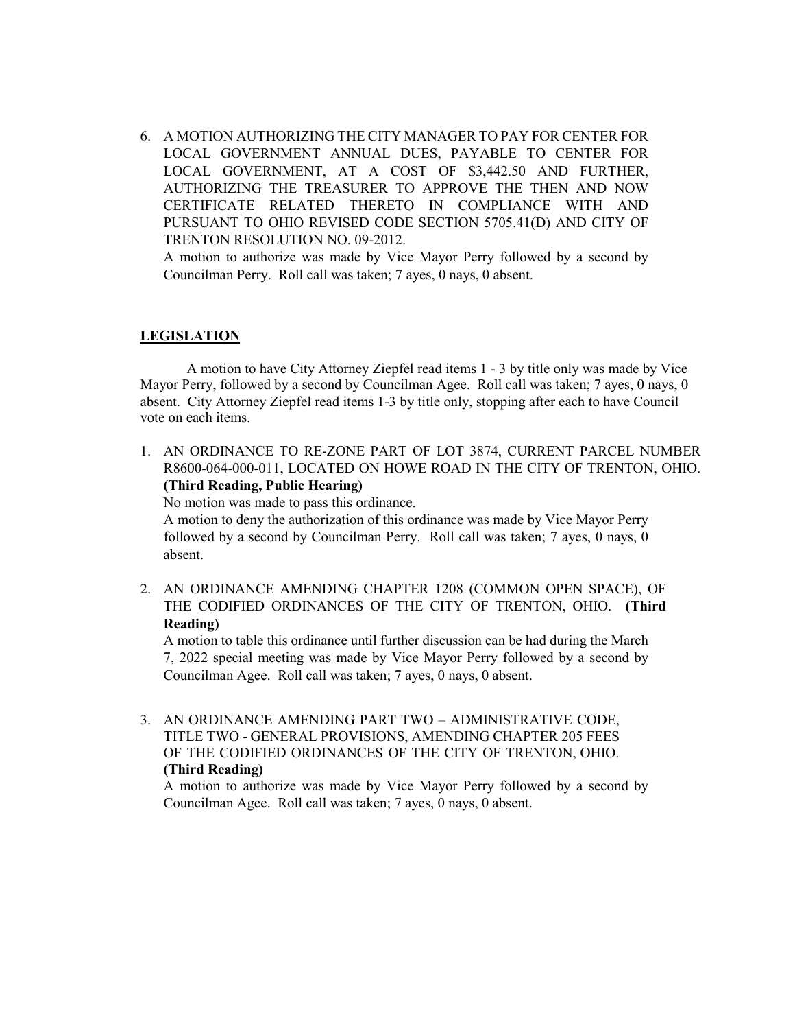6. A MOTION AUTHORIZING THE CITY MANAGER TO PAY FOR CENTER FOR LOCAL GOVERNMENT ANNUAL DUES, PAYABLE TO CENTER FOR LOCAL GOVERNMENT, AT A COST OF $3,442.50 AND FURTHER, AUTHORIZING THE TREASURER TO APPROVE THE THEN AND NOW CERTIFICATE RELATED THERETO IN COMPLIANCE WITH AND PURSUANT TO OHIO REVISED CODE SECTION 5705.41(D) AND CITY OF TRENTON RESOLUTION NO. 09-2012.
   A motion to authorize was made by Vice Mayor Perry followed by a second by Councilman Perry. Roll call was taken; 7 ayes, 0 nays, 0 absent.

## LEGISLATION

A motion to have City Attorney Ziepfel read items 1 - 3 by title only was made by Vice Mayor Perry, followed by a second by Councilman Agee. Roll call was taken; 7 ayes, 0 nays, 0 absent. City Attorney Ziepfel read items 1-3 by title only, stopping after each to have Council vote on each items.

1. AN ORDINANCE TO RE-ZONE PART OF LOT 3874, CURRENT PARCEL NUMBER R8600-064-000-011, LOCATED ON HOWE ROAD IN THE CITY OF TRENTON, OHIO. **(Third Reading, Public Hearing)**
   No motion was made to pass this ordinance.
   A motion to deny the authorization of this ordinance was made by Vice Mayor Perry followed by a second by Councilman Perry. Roll call was taken; 7 ayes, 0 nays, 0 absent.

2. AN ORDINANCE AMENDING CHAPTER 1208 (COMMON OPEN SPACE), OF THE CODIFIED ORDINANCES OF THE CITY OF TRENTON, OHIO. **(Third Reading)**
   A motion to table this ordinance until further discussion can be had during the March 7, 2022 special meeting was made by Vice Mayor Perry followed by a second by Councilman Agee. Roll call was taken; 7 ayes, 0 nays, 0 absent.

3. AN ORDINANCE AMENDING PART TWO – ADMINISTRATIVE CODE, TITLE TWO - GENERAL PROVISIONS, AMENDING CHAPTER 205 FEES OF THE CODIFIED ORDINANCES OF THE CITY OF TRENTON, OHIO. **(Third Reading)**
   A motion to authorize was made by Vice Mayor Perry followed by a second by Councilman Agee. Roll call was taken; 7 ayes, 0 nays, 0 absent.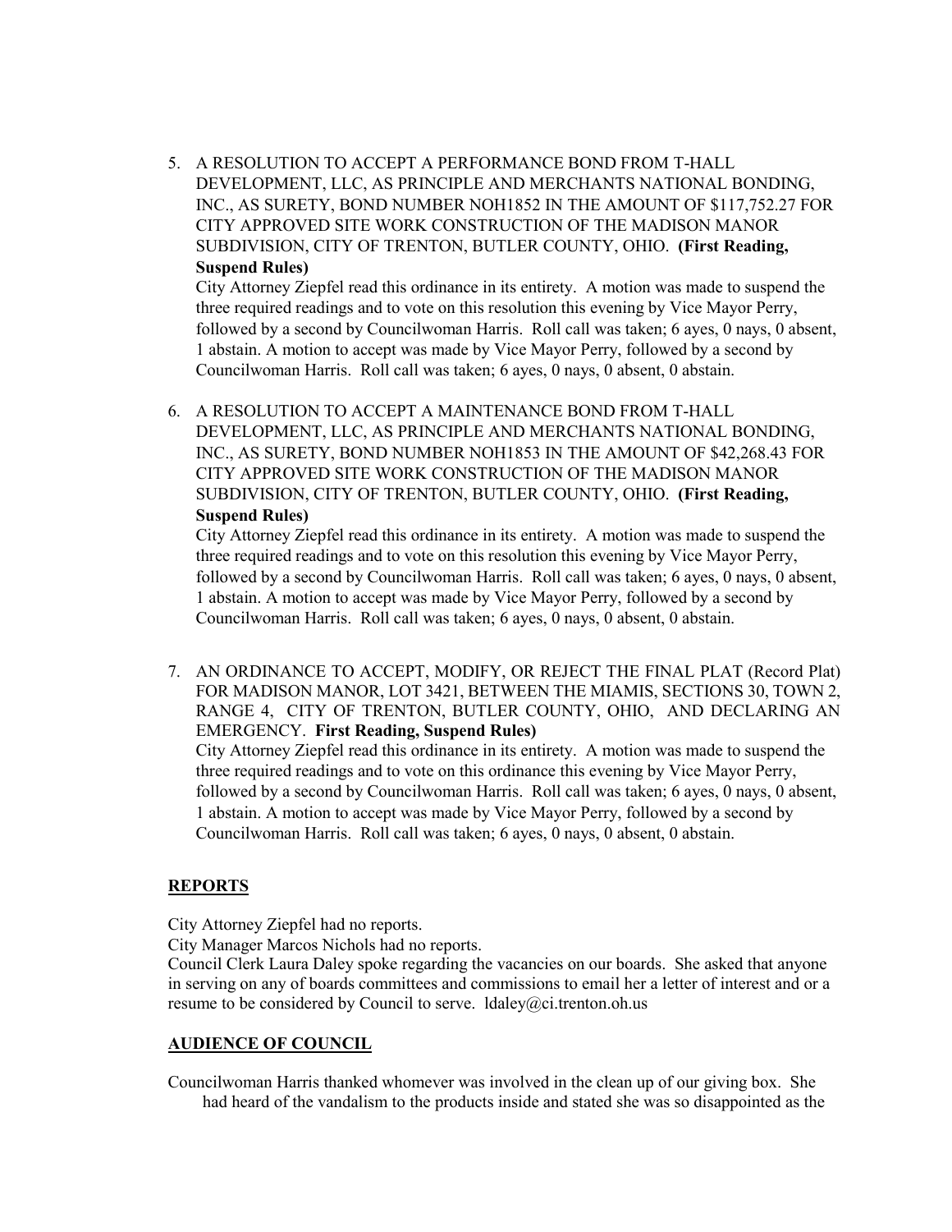5. A RESOLUTION TO ACCEPT A PERFORMANCE BOND FROM T-HALL DEVELOPMENT, LLC, AS PRINCIPLE AND MERCHANTS NATIONAL BONDING, INC., AS SURETY, BOND NUMBER NOH1852 IN THE AMOUNT OF $117,752.27 FOR CITY APPROVED SITE WORK CONSTRUCTION OF THE MADISON MANOR SUBDIVISION, CITY OF TRENTON, BUTLER COUNTY, OHIO. **(First Reading, Suspend Rules)**
   City Attorney Ziepfel read this ordinance in its entirety. A motion was made to suspend the three required readings and to vote on this resolution this evening by Vice Mayor Perry, followed by a second by Councilwoman Harris. Roll call was taken; 6 ayes, 0 nays, 0 absent, 1 abstain. A motion to accept was made by Vice Mayor Perry, followed by a second by Councilwoman Harris. Roll call was taken; 6 ayes, 0 nays, 0 absent, 0 abstain.

6. A RESOLUTION TO ACCEPT A MAINTENANCE BOND FROM T-HALL DEVELOPMENT, LLC, AS PRINCIPLE AND MERCHANTS NATIONAL BONDING, INC., AS SURETY, BOND NUMBER NOH1853 IN THE AMOUNT OF $42,268.43 FOR CITY APPROVED SITE WORK CONSTRUCTION OF THE MADISON MANOR SUBDIVISION, CITY OF TRENTON, BUTLER COUNTY, OHIO. **(First Reading, Suspend Rules)**
   City Attorney Ziepfel read this ordinance in its entirety. A motion was made to suspend the three required readings and to vote on this resolution this evening by Vice Mayor Perry, followed by a second by Councilwoman Harris. Roll call was taken; 6 ayes, 0 nays, 0 absent, 1 abstain. A motion to accept was made by Vice Mayor Perry, followed by a second by Councilwoman Harris. Roll call was taken; 6 ayes, 0 nays, 0 absent, 0 abstain.

7. AN ORDINANCE TO ACCEPT, MODIFY, OR REJECT THE FINAL PLAT (Record Plat) FOR MADISON MANOR, LOT 3421, BETWEEN THE MIAMIS, SECTIONS 30, TOWN 2, RANGE 4, CITY OF TRENTON, BUTLER COUNTY, OHIO, AND DECLARING AN EMERGENCY. **First Reading, Suspend Rules)**
   City Attorney Ziepfel read this ordinance in its entirety. A motion was made to suspend the three required readings and to vote on this ordinance this evening by Vice Mayor Perry, followed by a second by Councilwoman Harris. Roll call was taken; 6 ayes, 0 nays, 0 absent, 1 abstain. A motion to accept was made by Vice Mayor Perry, followed by a second by Councilwoman Harris. Roll call was taken; 6 ayes, 0 nays, 0 absent, 0 abstain.

## REPORTS

City Attorney Ziepfel had no reports.
City Manager Marcos Nichols had no reports.
Council Clerk Laura Daley spoke regarding the vacancies on our boards. She asked that anyone in serving on any of boards committees and commissions to email her a letter of interest and or a resume to be considered by Council to serve. ldaley@ci.trenton.oh.us

## AUDIENCE OF COUNCIL

Councilwoman Harris thanked whomever was involved in the clean up of our giving box. She had heard of the vandalism to the products inside and stated she was so disappointed as the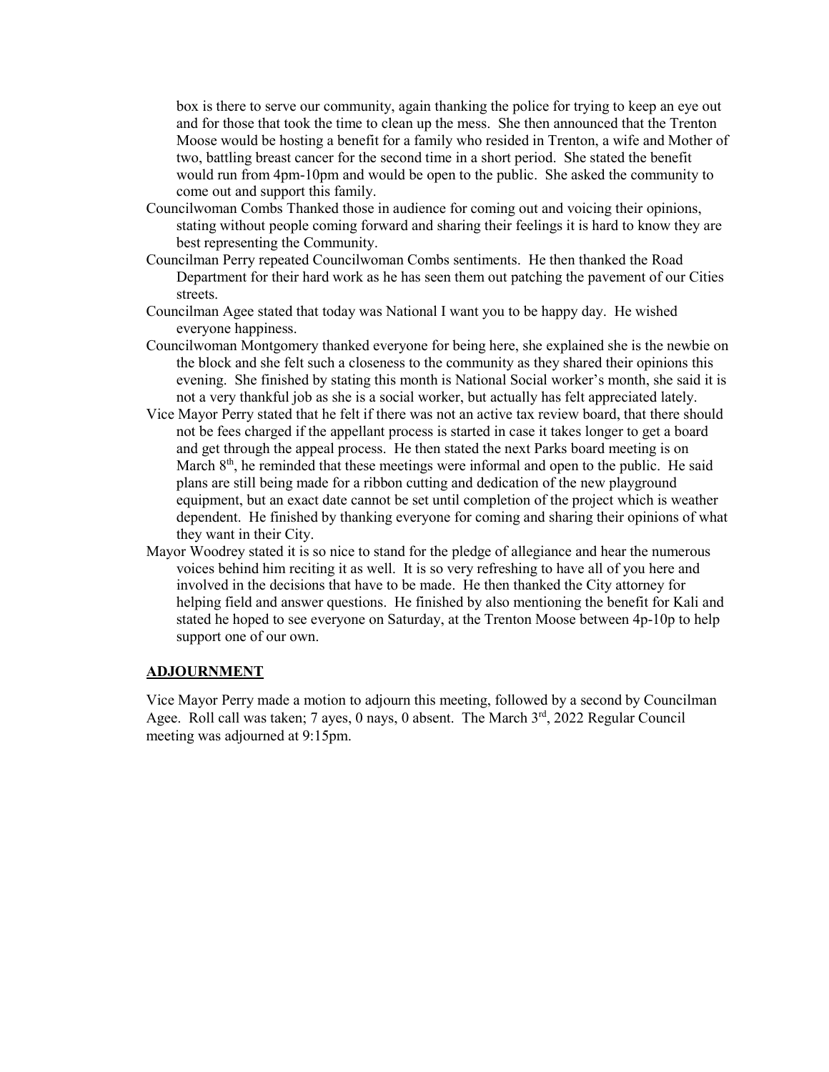box is there to serve our community, again thanking the police for trying to keep an eye out and for those that took the time to clean up the mess. She then announced that the Trenton Moose would be hosting a benefit for a family who resided in Trenton, a wife and Mother of two, battling breast cancer for the second time in a short period. She stated the benefit would run from 4pm-10pm and would be open to the public. She asked the community to come out and support this family.

Councilwoman Combs Thanked those in audience for coming out and voicing their opinions, stating without people coming forward and sharing their feelings it is hard to know they are best representing the Community.

Councilman Perry repeated Councilwoman Combs sentiments. He then thanked the Road Department for their hard work as he has seen them out patching the pavement of our Cities streets.

Councilman Agee stated that today was National I want you to be happy day. He wished everyone happiness.

Councilwoman Montgomery thanked everyone for being here, she explained she is the newbie on the block and she felt such a closeness to the community as they shared their opinions this evening. She finished by stating this month is National Social worker's month, she said it is not a very thankful job as she is a social worker, but actually has felt appreciated lately.

Vice Mayor Perry stated that he felt if there was not an active tax review board, that there should not be fees charged if the appellant process is started in case it takes longer to get a board and get through the appeal process. He then stated the next Parks board meeting is on March 8th, he reminded that these meetings were informal and open to the public. He said plans are still being made for a ribbon cutting and dedication of the new playground equipment, but an exact date cannot be set until completion of the project which is weather dependent. He finished by thanking everyone for coming and sharing their opinions of what they want in their City.

Mayor Woodrey stated it is so nice to stand for the pledge of allegiance and hear the numerous voices behind him reciting it as well. It is so very refreshing to have all of you here and involved in the decisions that have to be made. He then thanked the City attorney for helping field and answer questions. He finished by also mentioning the benefit for Kali and stated he hoped to see everyone on Saturday, at the Trenton Moose between 4p-10p to help support one of our own.

## ADJOURNMENT

Vice Mayor Perry made a motion to adjourn this meeting, followed by a second by Councilman Agee. Roll call was taken; 7 ayes, 0 nays, 0 absent. The March 3rd, 2022 Regular Council meeting was adjourned at 9:15pm.